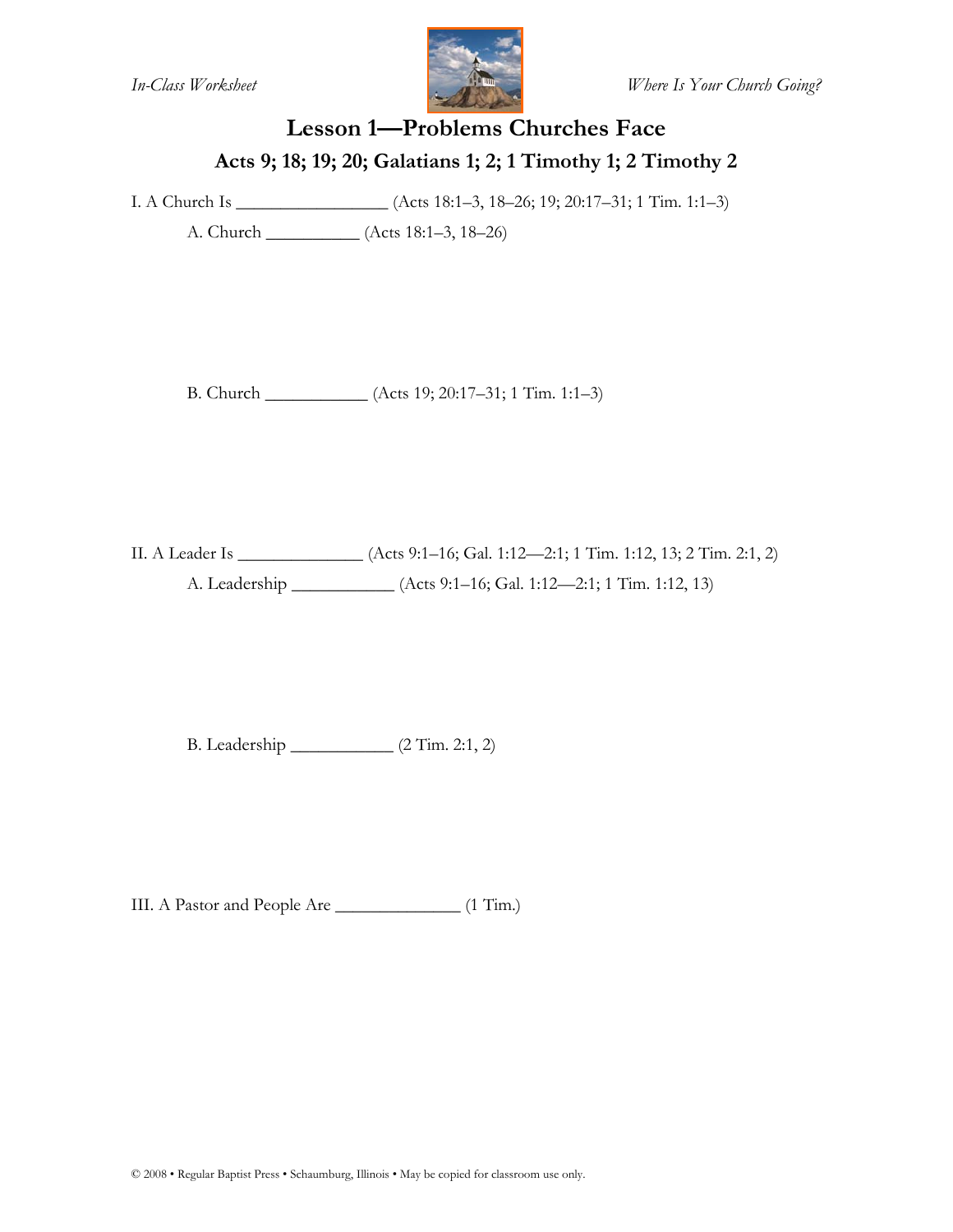# Lesson 1—Problems Churches Face

## Acts 9; 18; 19; 20; Galatians 1; 2; 1 Timothy 1; 2 Timothy 2

I. A Church Is ________________ (Acts 18:1–3, 18–26; 19; 20:17–31; 1 Tim. 1:1–3)

A. Church __________ (Acts 18:1–3, 18–26)

B. Church ___________ (Acts 19; 20:17–31; 1 Tim. 1:1–3)

II. A Leader Is _____________ (Acts 9:1–16; Gal. 1:12—2:1; 1 Tim. 1:12, 13; 2 Tim. 2:1, 2)

A. Leadership ___________ (Acts 9:1–16; Gal. 1:12—2:1; 1 Tim. 1:12, 13)

B. Leadership ___________ (2 Tim. 2:1, 2)

III. A Pastor and People Are _____________ (1 Tim.)

© 2008 • Regular Baptist Press • Schaumburg, Illinois • May be copied for classroom use only.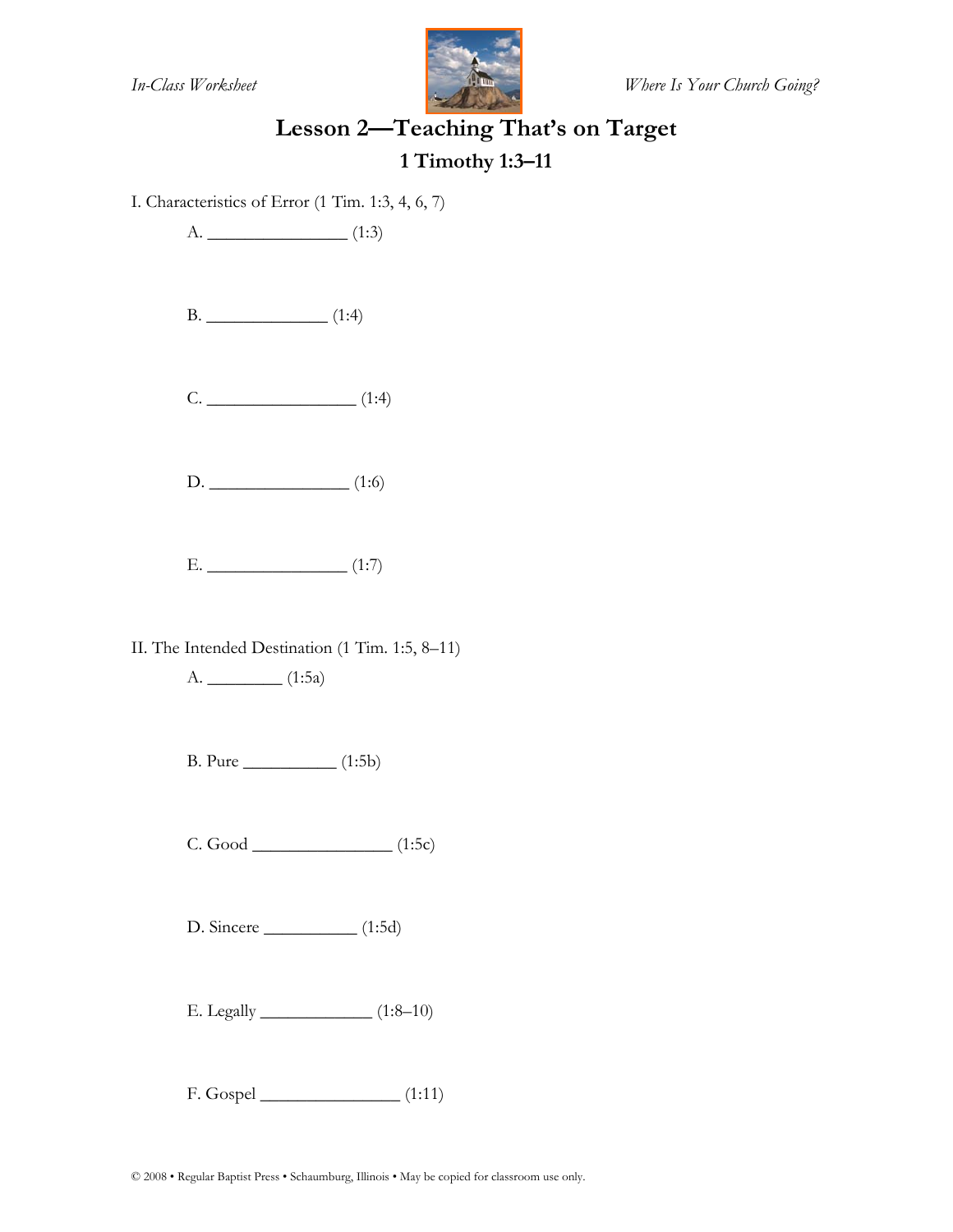# Lesson 2—Teaching That's on Target

## 1 Timothy 1:3–11

I. Characteristics of Error (1 Tim. 1:3, 4, 6, 7)

A. ________________ (1:3)

B. ______________ (1:4)

C. _________________ (1:4)

D. ________________ (1:6)

E. ________________ (1:7)

II. The Intended Destination (1 Tim. 1:5, 8–11)

A. ________ (1:5a)

B. Pure __________ (1:5b)

C. Good ________________ (1:5c)

D. Sincere __________ (1:5d)

E. Legally ____________ (1:8–10)

F. Gospel ________________ (1:11)

© 2008 • Regular Baptist Press • Schaumburg, Illinois • May be copied for classroom use only.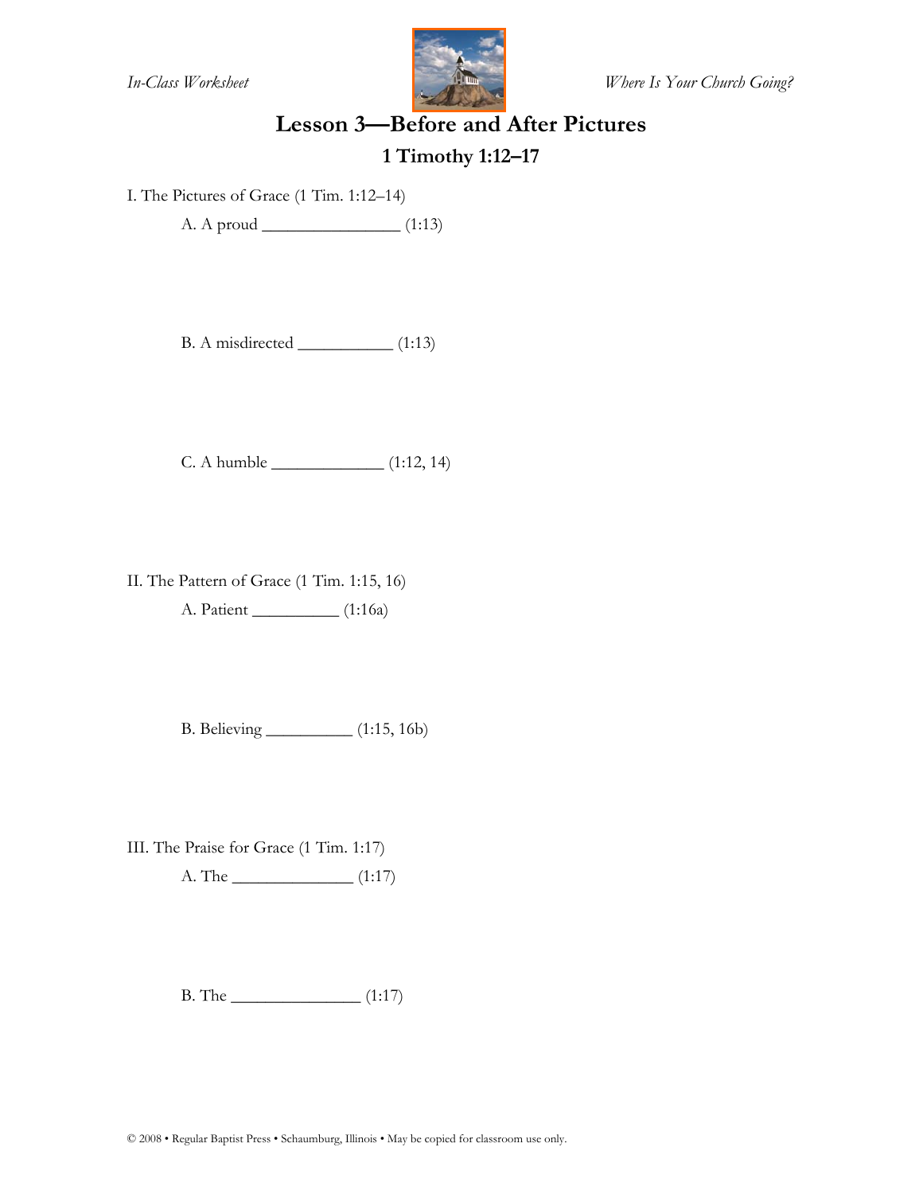# Lesson 3—Before and After Pictures

## 1 Timothy 1:12–17

I. The Pictures of Grace (1 Tim. 1:12–14)

A. A proud ________________ (1:13)

B. A misdirected ___________ (1:13)

C. A humble _____________ (1:12, 14)

II. The Pattern of Grace (1 Tim. 1:15, 16)

A. Patient __________ (1:16a)

B. Believing __________ (1:15, 16b)

III. The Praise for Grace (1 Tim. 1:17)

A. The ______________ (1:17)

B. The _______________ (1:17)

© 2008 • Regular Baptist Press • Schaumburg, Illinois • May be copied for classroom use only.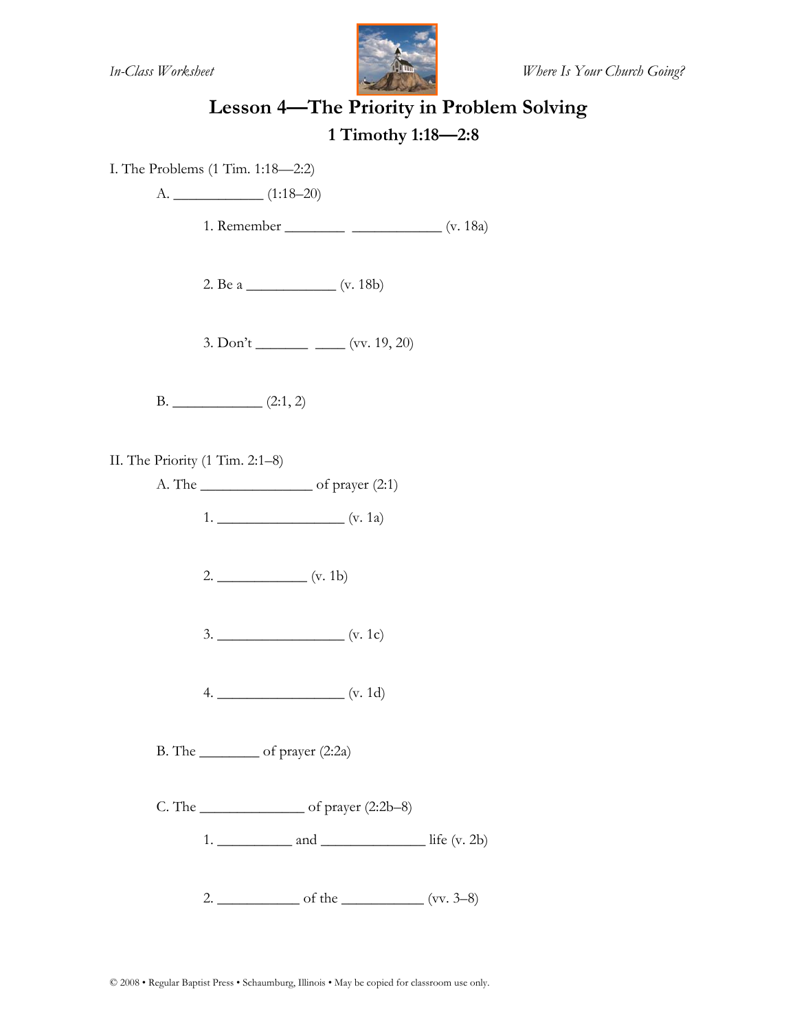# Lesson 4—The Priority in Problem Solving

## 1 Timothy 1:18—2:8

I. The Problems (1 Tim. 1:18—2:2)

A. ____________ (1:18–20)

1. Remember ________ ____________ (v. 18a)

2. Be a ____________ (v. 18b)

3. Don't _______ ____ (vv. 19, 20)

B. ____________ (2:1, 2)

II. The Priority (1 Tim. 2:1–8)

A. The _______________ of prayer (2:1)

1. _________________ (v. 1a)

2. ____________ (v. 1b)

3. _________________ (v. 1c)

4. _________________ (v. 1d)

B. The ________ of prayer (2:2a)

C. The ______________ of prayer (2:2b–8)

1. __________ and ______________ life (v. 2b)

2. ___________ of the ___________ (vv. 3–8)

© 2008 • Regular Baptist Press • Schaumburg, Illinois • May be copied for classroom use only.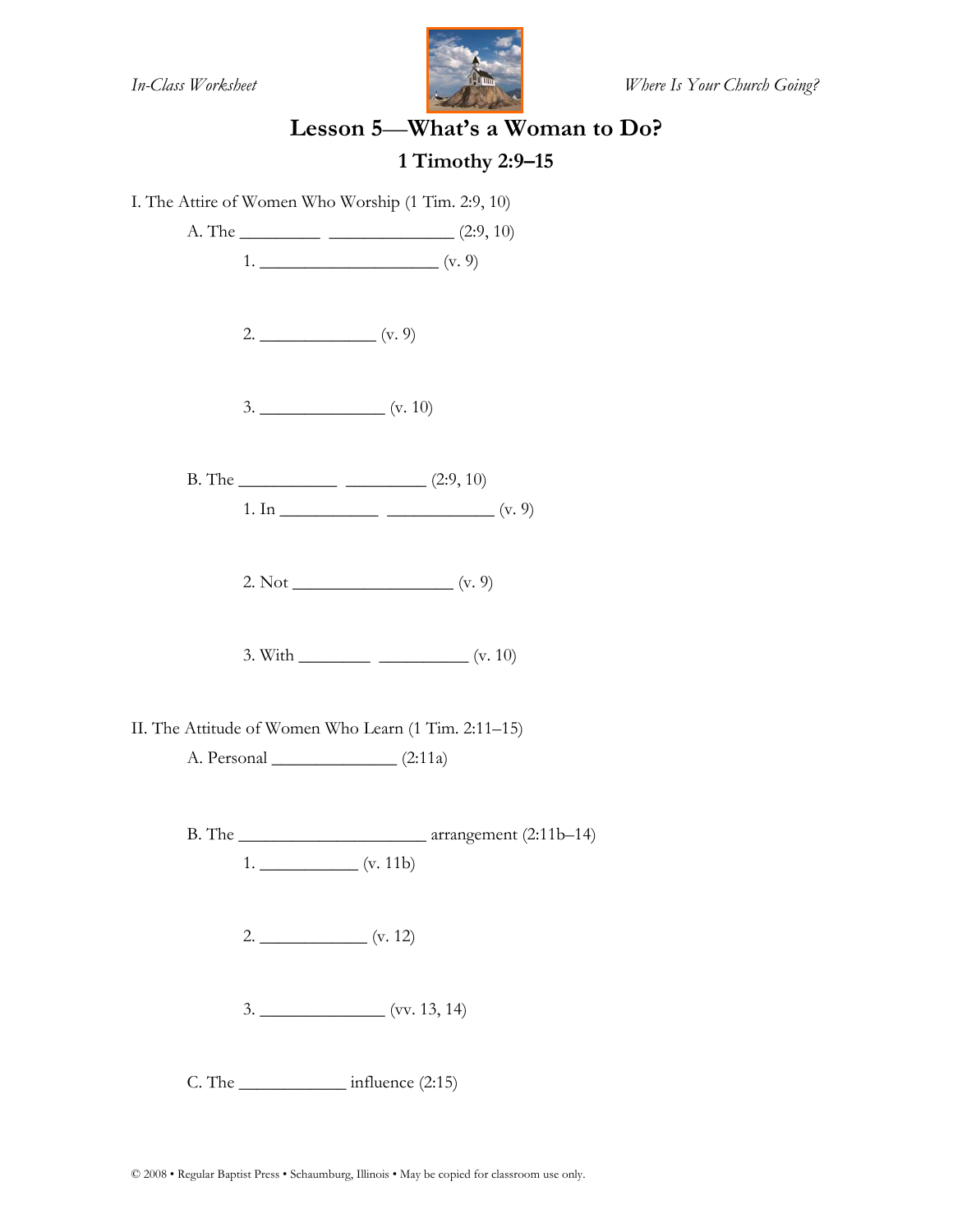# Lesson 5—What's a Woman to Do?

## 1 Timothy 2:9–15

I. The Attire of Women Who Worship (1 Tim. 2:9, 10)

A. The _________ ______________ (2:9, 10)

1. ____________________ (v. 9)

2. _____________ (v. 9)

3. ______________ (v. 10)

B. The ___________ _________ (2:9, 10)

1. In ___________ ____________ (v. 9)

2. Not __________________ (v. 9)

3. With ________ __________ (v. 10)

II. The Attitude of Women Who Learn (1 Tim. 2:11–15)

A. Personal ______________ (2:11a)

B. The _____________________ arrangement (2:11b–14)

1. ___________ (v. 11b)

2. ____________ (v. 12)

3. ______________ (vv. 13, 14)

C. The ____________ influence (2:15)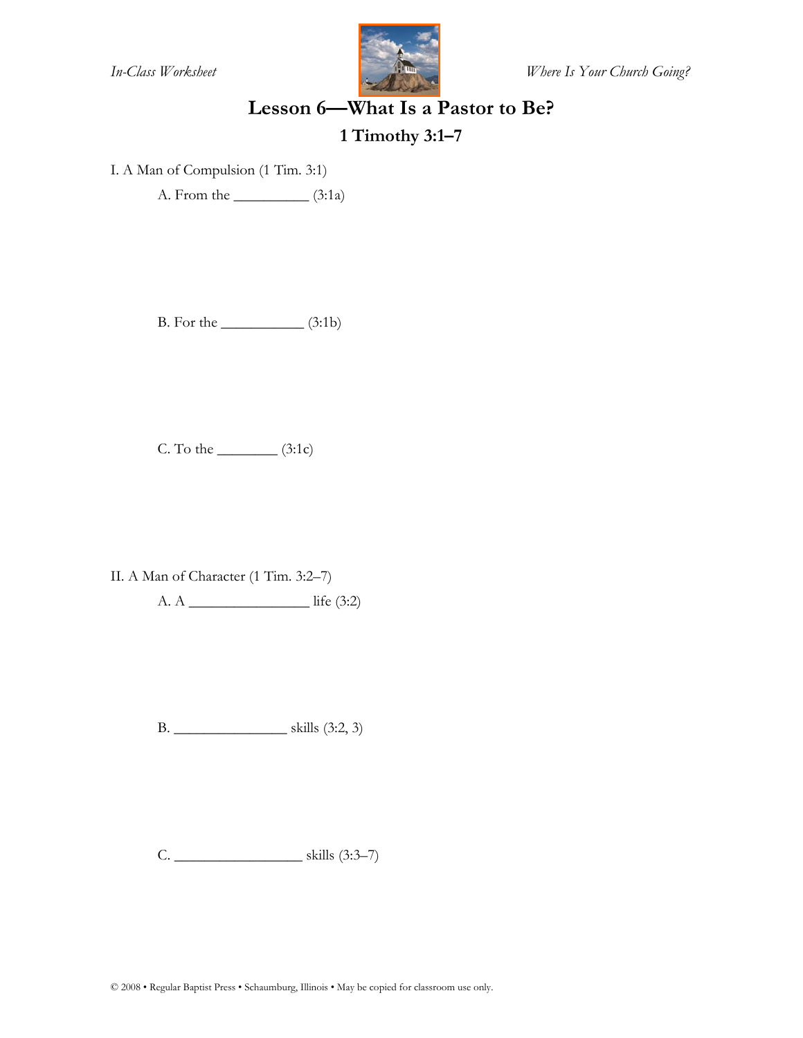# Lesson 6—What Is a Pastor to Be?

## 1 Timothy 3:1–7

I. A Man of Compulsion (1 Tim. 3:1)

A. From the __________ (3:1a)

B. For the ___________ (3:1b)

C. To the ________ (3:1c)

II. A Man of Character (1 Tim. 3:2–7)

A. A ________________ life (3:2)

B. _______________ skills (3:2, 3)

C. _________________ skills (3:3–7)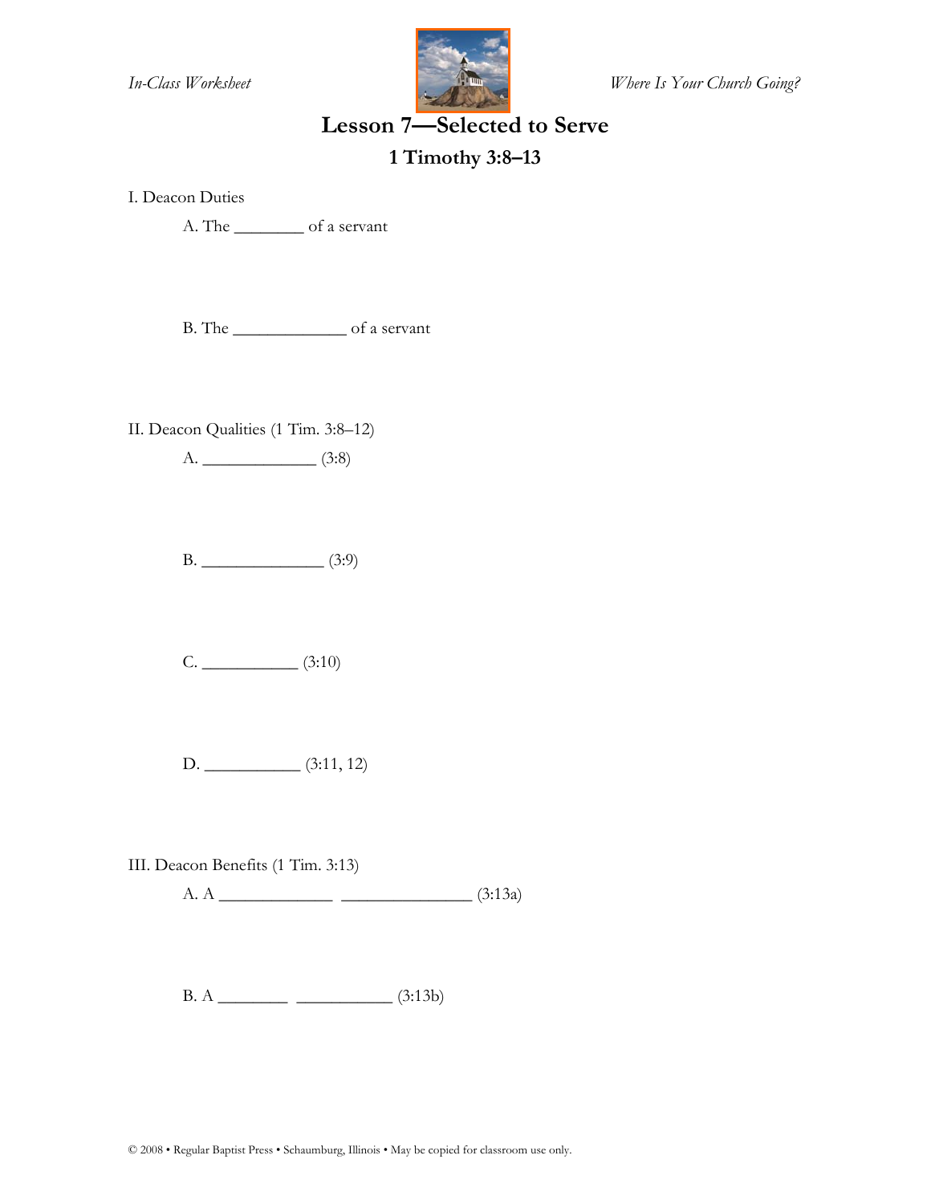*In-Class Worksheet* *Where Is Your Church Going?*

# Lesson 7—Selected to Serve

## 1 Timothy 3:8–13

I. Deacon Duties

A. The ________ of a servant

B. The _____________ of a servant

II. Deacon Qualities (1 Tim. 3:8–12)

A. _____________ (3:8)

B. ______________ (3:9)

C. ___________ (3:10)

D. ___________ (3:11, 12)

III. Deacon Benefits (1 Tim. 3:13)

A. A _____________ _______________ (3:13a)

B. A ________ ___________ (3:13b)

© 2008 • Regular Baptist Press • Schaumburg, Illinois • May be copied for classroom use only.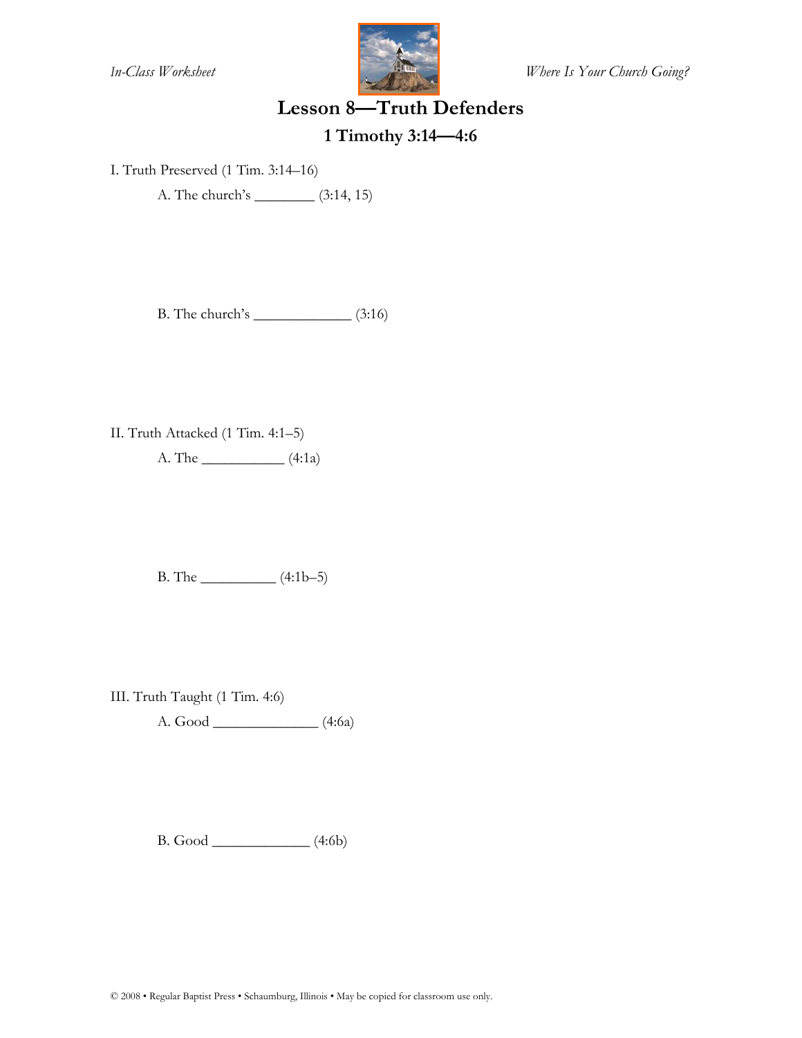# Lesson 8—Truth Defenders

## 1 Timothy 3:14—4:6

I. Truth Preserved (1 Tim. 3:14–16)

A. The church's ________ (3:14, 15)

B. The church's _____________ (3:16)

II. Truth Attacked (1 Tim. 4:1–5)

A. The ___________ (4:1a)

B. The __________ (4:1b–5)

III. Truth Taught (1 Tim. 4:6)

A. Good ______________ (4:6a)

B. Good _____________ (4:6b)

© 2008 • Regular Baptist Press • Schaumburg, Illinois • May be copied for classroom use only.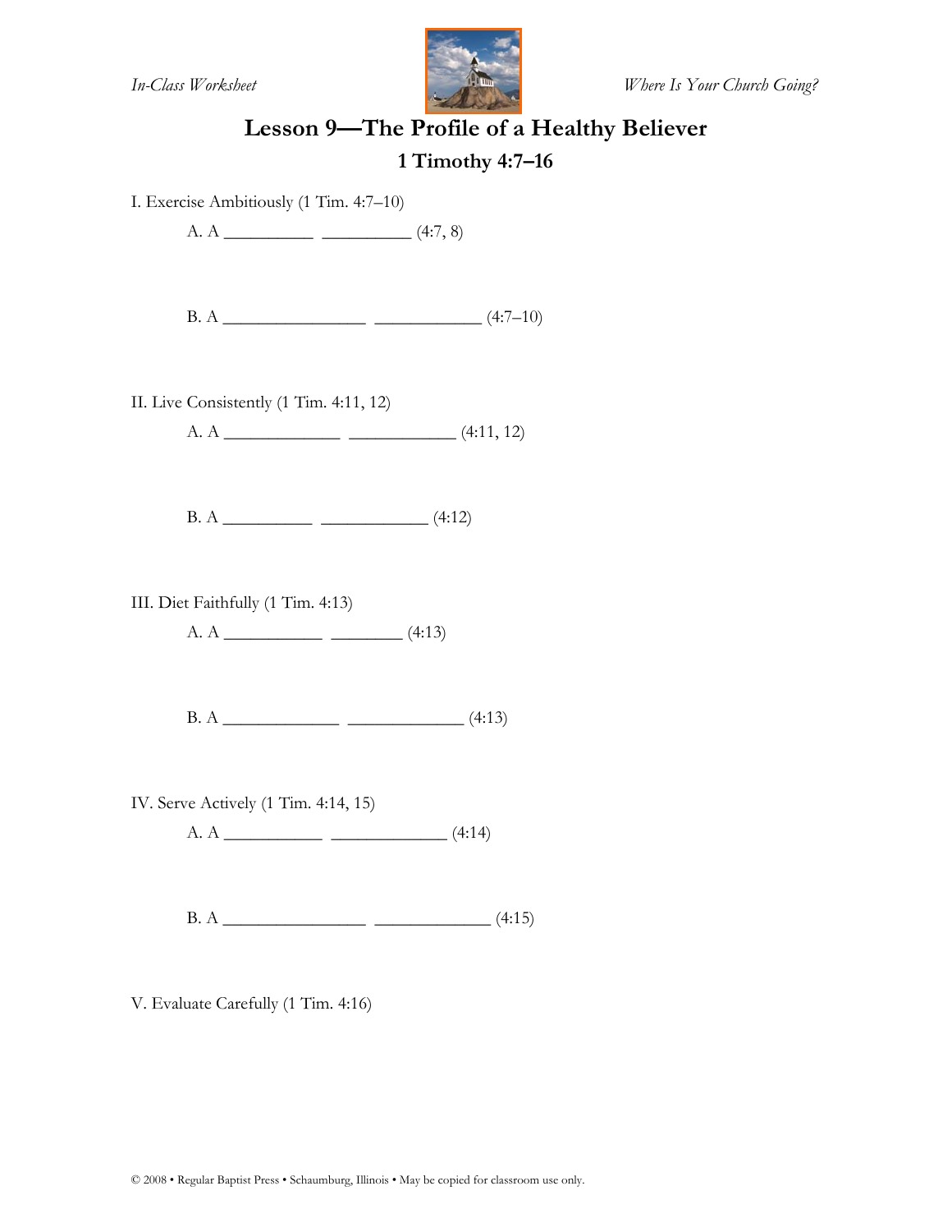# Lesson 9—The Profile of a Healthy Believer

## 1 Timothy 4:7–16

I. Exercise Ambitiously (1 Tim. 4:7–10)

A. A __________ __________ (4:7, 8)

B. A ________________ ____________ (4:7–10)

II. Live Consistently (1 Tim. 4:11, 12)

A. A _____________ ____________ (4:11, 12)

B. A __________ ____________ (4:12)

III. Diet Faithfully (1 Tim. 4:13)

A. A ___________ ________ (4:13)

B. A _____________ _____________ (4:13)

IV. Serve Actively (1 Tim. 4:14, 15)

A. A ___________ _____________ (4:14)

B. A ________________ _____________ (4:15)

V. Evaluate Carefully (1 Tim. 4:16)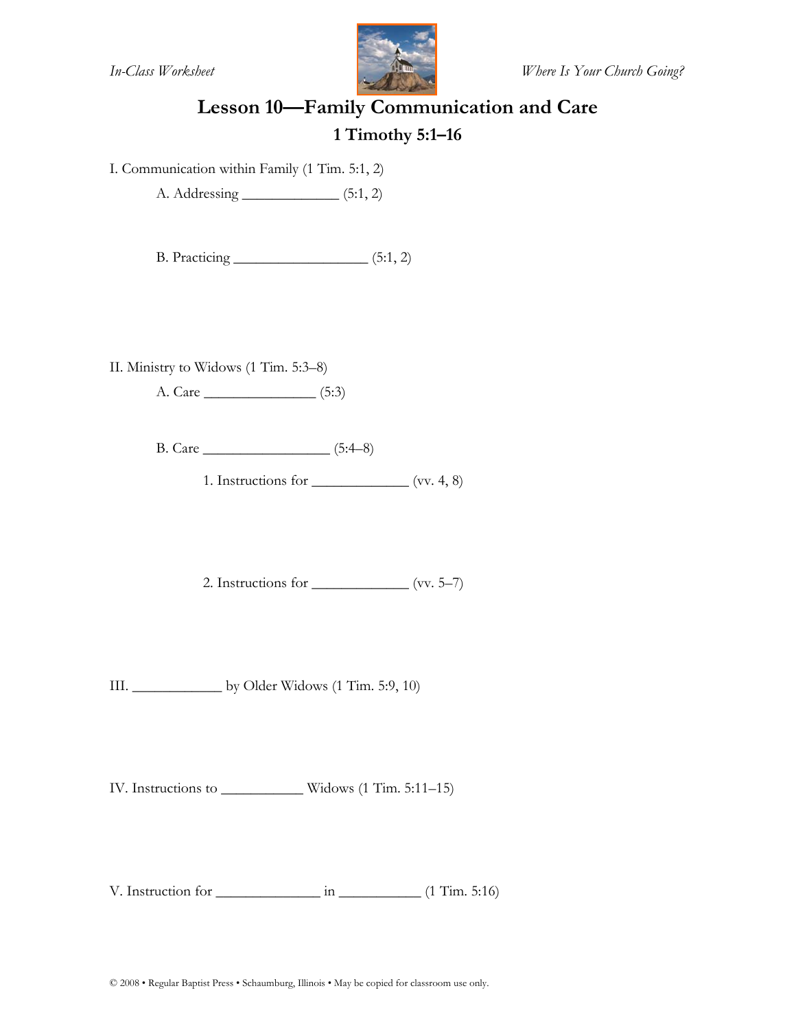# Lesson 10—Family Communication and Care

## 1 Timothy 5:1–16

I. Communication within Family (1 Tim. 5:1, 2)

A. Addressing _____________ (5:1, 2)

B. Practicing __________________ (5:1, 2)

II. Ministry to Widows (1 Tim. 5:3–8)

A. Care _______________ (5:3)

B. Care _________________ (5:4–8)

1. Instructions for _____________ (vv. 4, 8)

2. Instructions for _____________ (vv. 5–7)

III. ____________ by Older Widows (1 Tim. 5:9, 10)

IV. Instructions to ___________ Widows (1 Tim. 5:11–15)

V. Instruction for ______________ in ___________ (1 Tim. 5:16)

© 2008 • Regular Baptist Press • Schaumburg, Illinois • May be copied for classroom use only.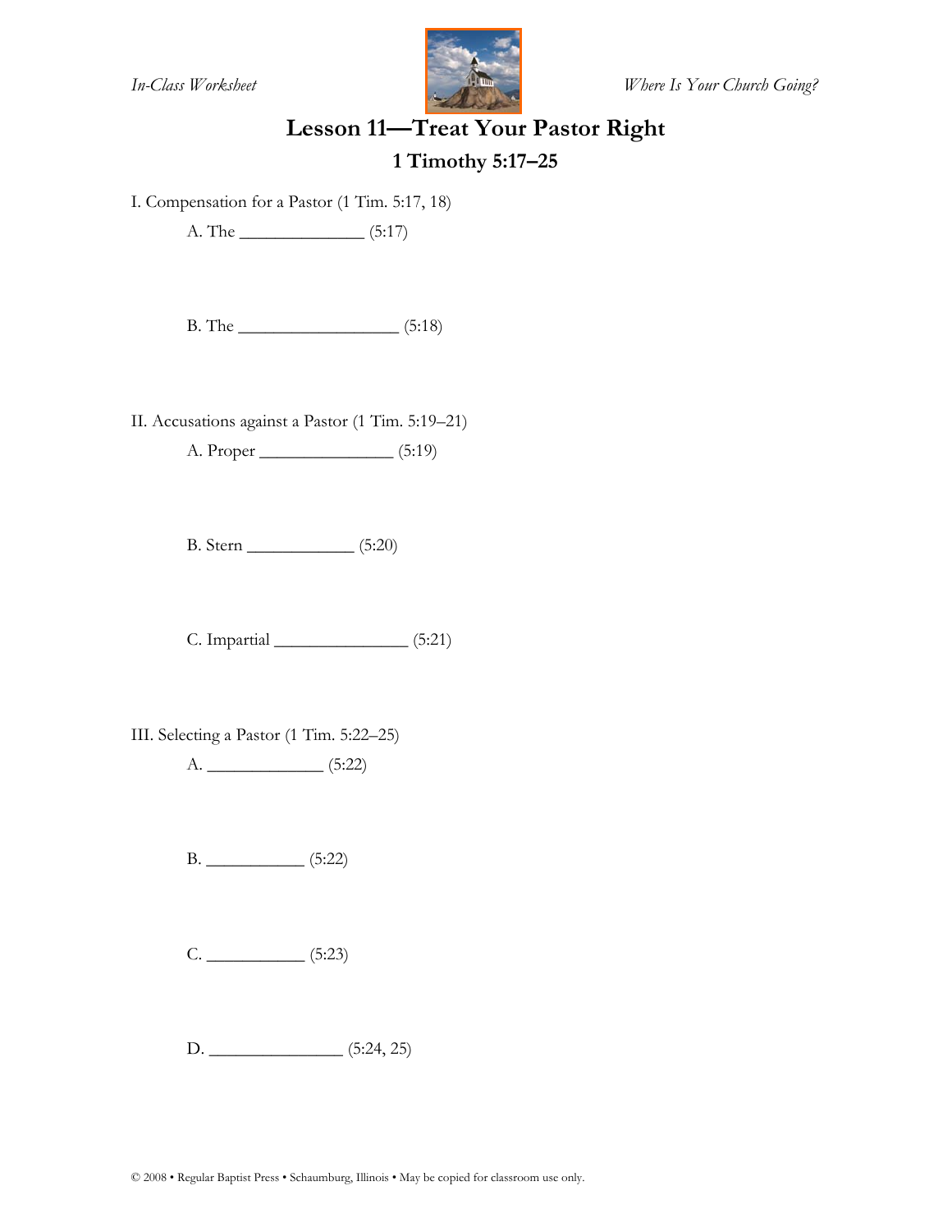# Lesson 11—Treat Your Pastor Right

## 1 Timothy 5:17–25

I. Compensation for a Pastor (1 Tim. 5:17, 18)

A. The ______________ (5:17)

B. The __________________ (5:18)

II. Accusations against a Pastor (1 Tim. 5:19–21)

A. Proper _______________ (5:19)

B. Stern ____________ (5:20)

C. Impartial _______________ (5:21)

III. Selecting a Pastor (1 Tim. 5:22–25)

A. _____________ (5:22)

B. ___________ (5:22)

C. ___________ (5:23)

D. _______________ (5:24, 25)

© 2008 • Regular Baptist Press • Schaumburg, Illinois • May be copied for classroom use only.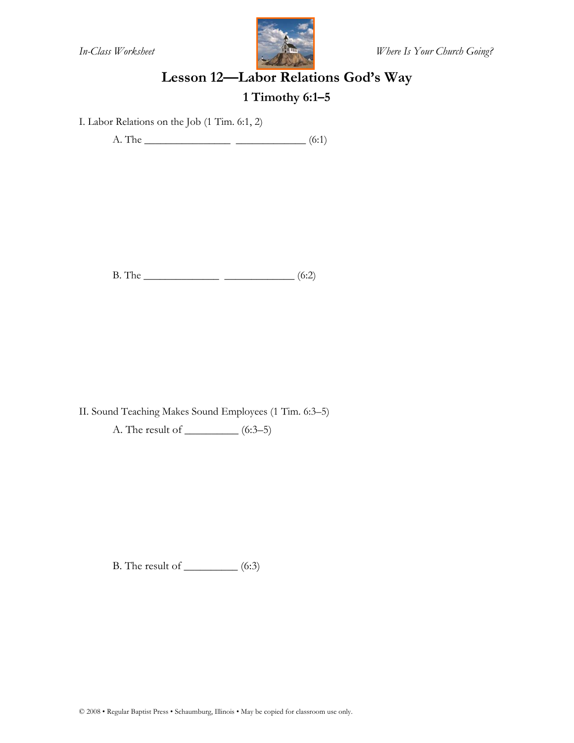# Lesson 12—Labor Relations God's Way

## 1 Timothy 6:1–5

I. Labor Relations on the Job (1 Tim. 6:1, 2)

A. The ________________ _____________ (6:1)

B. The ______________ _____________ (6:2)

II. Sound Teaching Makes Sound Employees (1 Tim. 6:3–5)

A. The result of __________ (6:3–5)

B. The result of __________ (6:3)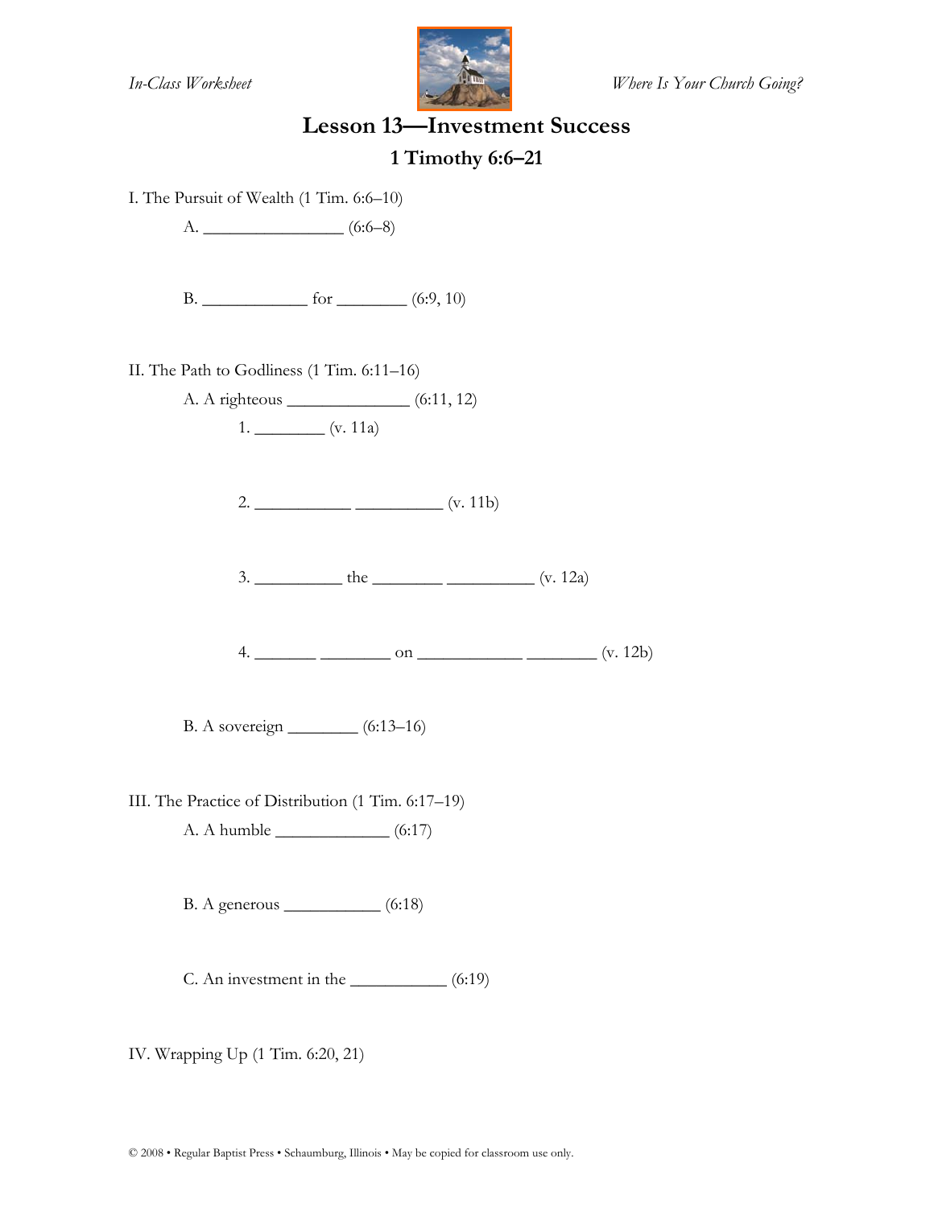*In-Class Worksheet* *Where Is Your Church Going?*

# Lesson 13—Investment Success

## 1 Timothy 6:6–21

I. The Pursuit of Wealth (1 Tim. 6:6–10)

A. ________________ (6:6–8)

B. ____________ for ________ (6:9, 10)

II. The Path to Godliness (1 Tim. 6:11–16)

A. A righteous ______________ (6:11, 12)

1. ________ (v. 11a)

2. ___________ __________ (v. 11b)

3. __________ the ________ __________ (v. 12a)

4. _______ ________ on ____________ ________ (v. 12b)

B. A sovereign ________ (6:13–16)

III. The Practice of Distribution (1 Tim. 6:17–19)

A. A humble _____________ (6:17)

B. A generous ___________ (6:18)

C. An investment in the ___________ (6:19)

IV. Wrapping Up (1 Tim. 6:20, 21)

© 2008 • Regular Baptist Press • Schaumburg, Illinois • May be copied for classroom use only.